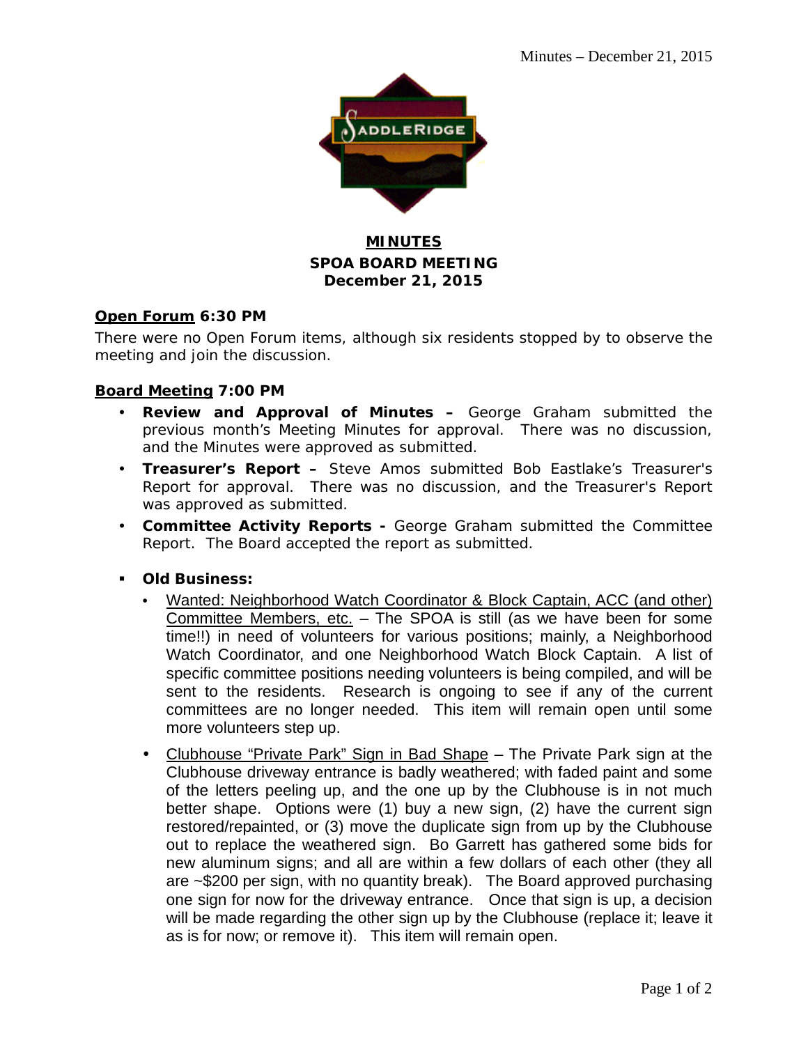**MINUTES**
**SPOA BOARD MEETING**
**December 21, 2015**

**Open Forum** **6:30 PM**

There were no Open Forum items, although six residents stopped by to observe the meeting and join the discussion.

**Board Meeting** **7:00 PM**

- **Review and Approval of Minutes –** George Graham submitted the previous month's Meeting Minutes for approval. There was no discussion, and the Minutes were approved as submitted.
- **Treasurer's Report –** Steve Amos submitted Bob Eastlake's Treasurer's Report for approval. There was no discussion, and the Treasurer's Report was approved as submitted.
- **Committee Activity Reports -** George Graham submitted the Committee Report. The Board accepted the report as submitted.

- **Old Business:**
  - Wanted: Neighborhood Watch Coordinator & Block Captain, ACC (and other) Committee Members, etc. – The SPOA is still (as we have been for some time!!) in need of volunteers for various positions; mainly, a Neighborhood Watch Coordinator, and one Neighborhood Watch Block Captain. A list of specific committee positions needing volunteers is being compiled, and will be sent to the residents. Research is ongoing to see if any of the current committees are no longer needed. This item will remain open until some more volunteers step up.
  - Clubhouse "Private Park" Sign in Bad Shape – The Private Park sign at the Clubhouse driveway entrance is badly weathered; with faded paint and some of the letters peeling up, and the one up by the Clubhouse is in not much better shape. Options were (1) buy a new sign, (2) have the current sign restored/repainted, or (3) move the duplicate sign from up by the Clubhouse out to replace the weathered sign. Bo Garrett has gathered some bids for new aluminum signs; and all are within a few dollars of each other (they all are ~$200 per sign, with no quantity break). The Board approved purchasing one sign for now for the driveway entrance. Once that sign is up, a decision will be made regarding the other sign up by the Clubhouse (replace it; leave it as is for now; or remove it). This item will remain open.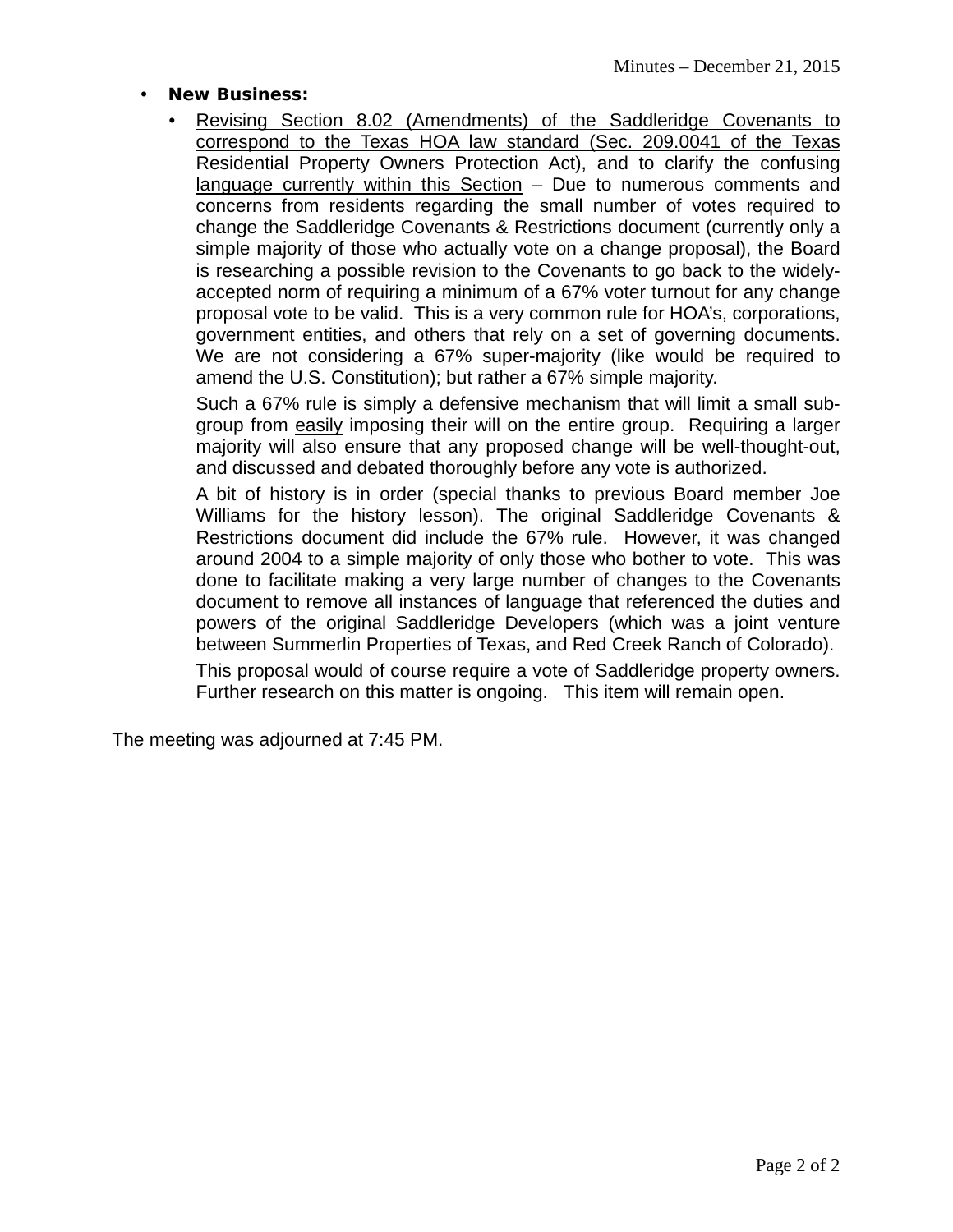- **New Business:**
  - <u>Revising Section 8.02 (Amendments) of the Saddleridge Covenants to correspond to the Texas HOA law standard (Sec. 209.0041 of the Texas Residential Property Owners Protection Act), and to clarify the confusing language currently within this Section</u> – Due to numerous comments and concerns from residents regarding the small number of votes required to change the Saddleridge Covenants & Restrictions document (currently only a simple majority of those who actually vote on a change proposal), the Board is researching a possible revision to the Covenants to go back to the widely-accepted norm of requiring a minimum of a 67% voter turnout for any change proposal vote to be valid. This is a very common rule for HOA's, corporations, government entities, and others that rely on a set of governing documents. We are not considering a 67% super-majority (like would be required to amend the U.S. Constitution); but rather a 67% simple majority.

    Such a 67% rule is simply a defensive mechanism that will limit a small sub-group from <u>easily</u> imposing their will on the entire group. Requiring a larger majority will also ensure that any proposed change will be well-thought-out, and discussed and debated thoroughly before any vote is authorized.

    A bit of history is in order (special thanks to previous Board member Joe Williams for the history lesson). The original Saddleridge Covenants & Restrictions document did include the 67% rule. However, it was changed around 2004 to a simple majority of only those who bother to vote. This was done to facilitate making a very large number of changes to the Covenants document to remove all instances of language that referenced the duties and powers of the original Saddleridge Developers (which was a joint venture between Summerlin Properties of Texas, and Red Creek Ranch of Colorado).

    This proposal would of course require a vote of Saddleridge property owners. Further research on this matter is ongoing. This item will remain open.

The meeting was adjourned at 7:45 PM.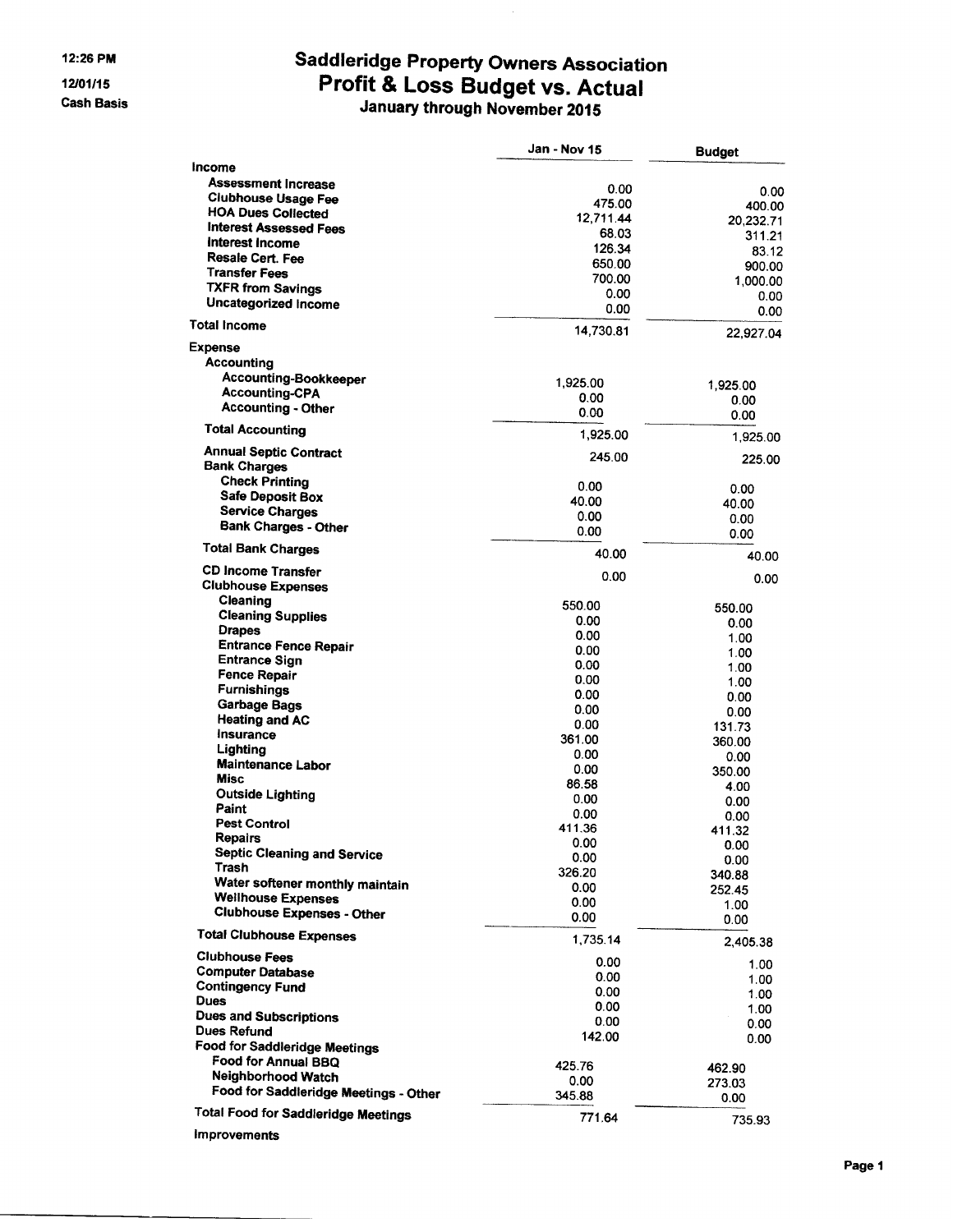12:26 PM
12/01/15
Cash Basis

# Saddleridge Property Owners Association
## Profit & Loss Budget vs. Actual
### January through November 2015

| | Jan - Nov 15 | Budget |
|---|---|---|
| **Income** | | |
| Assessment Increase | 0.00 | 0.00 |
| Clubhouse Usage Fee | 475.00 | 400.00 |
| HOA Dues Collected | 12,711.44 | 20,232.71 |
| Interest Assessed Fees | 68.03 | 311.21 |
| Interest Income | 126.34 | 83.12 |
| Resale Cert. Fee | 650.00 | 900.00 |
| Transfer Fees | 700.00 | 1,000.00 |
| TXFR from Savings | 0.00 | 0.00 |
| Uncategorized Income | 0.00 | 0.00 |
| **Total Income** | 14,730.81 | 22,927.04 |
| **Expense** | | |
| Accounting | | |
| Accounting-Bookkeeper | 1,925.00 | 1,925.00 |
| Accounting-CPA | 0.00 | 0.00 |
| Accounting - Other | 0.00 | 0.00 |
| Total Accounting | 1,925.00 | 1,925.00 |
| Annual Septic Contract | 245.00 | 225.00 |
| Bank Charges | | |
| Check Printing | 0.00 | 0.00 |
| Safe Deposit Box | 40.00 | 40.00 |
| Service Charges | 0.00 | 0.00 |
| Bank Charges - Other | 0.00 | 0.00 |
| Total Bank Charges | 40.00 | 40.00 |
| CD Income Transfer | 0.00 | 0.00 |
| Clubhouse Expenses | | |
| Cleaning | 550.00 | 550.00 |
| Cleaning Supplies | 0.00 | 0.00 |
| Drapes | 0.00 | 1.00 |
| Entrance Fence Repair | 0.00 | 1.00 |
| Entrance Sign | 0.00 | 1.00 |
| Fence Repair | 0.00 | 1.00 |
| Furnishings | 0.00 | 0.00 |
| Garbage Bags | 0.00 | 0.00 |
| Heating and AC | 0.00 | 131.73 |
| Insurance | 361.00 | 360.00 |
| Lighting | 0.00 | 0.00 |
| Maintenance Labor | 0.00 | 350.00 |
| Misc | 86.58 | 4.00 |
| Outside Lighting | 0.00 | 0.00 |
| Paint | 0.00 | 0.00 |
| Pest Control | 411.36 | 411.32 |
| Repairs | 0.00 | 0.00 |
| Septic Cleaning and Service | 0.00 | 0.00 |
| Trash | 326.20 | 340.88 |
| Water softener monthly maintain | 0.00 | 252.45 |
| Wellhouse Expenses | 0.00 | 1.00 |
| Clubhouse Expenses - Other | 0.00 | 0.00 |
| Total Clubhouse Expenses | 1,735.14 | 2,405.38 |
| Clubhouse Fees | 0.00 | 1.00 |
| Computer Database | 0.00 | 1.00 |
| Contingency Fund | 0.00 | 1.00 |
| Dues | 0.00 | 1.00 |
| Dues and Subscriptions | 0.00 | 0.00 |
| Dues Refund | 142.00 | 0.00 |
| Food for Saddleridge Meetings | | |
| Food for Annual BBQ | 425.76 | 462.90 |
| Neighborhood Watch | 0.00 | 273.03 |
| Food for Saddleridge Meetings - Other | 345.88 | 0.00 |
| Total Food for Saddleridge Meetings | 771.64 | 735.93 |
| Improvements | | |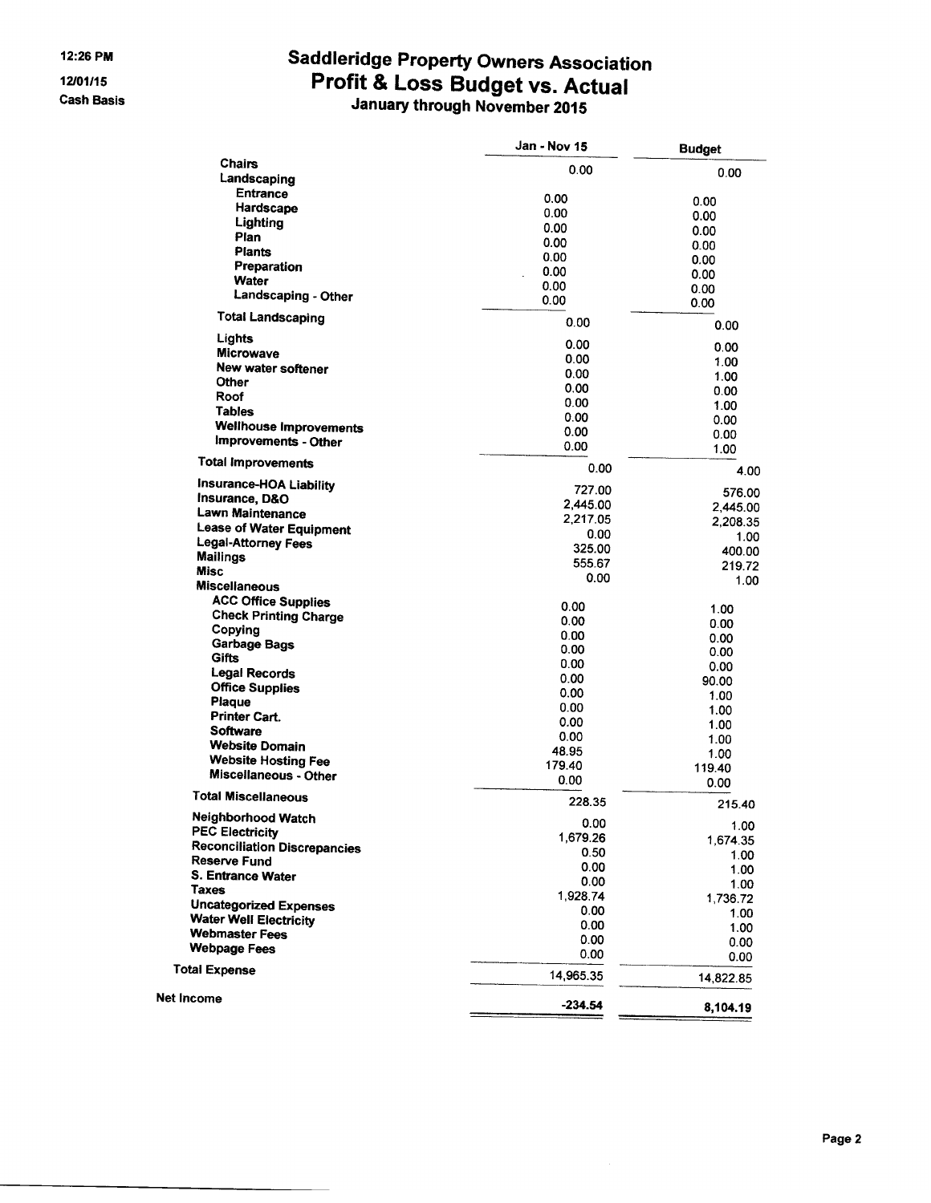# Saddleridge Property Owners Association
## Profit & Loss Budget vs. Actual
### January through November 2015

12:26 PM
12/01/15
Cash Basis

| | Jan - Nov 15 | Budget |
|---|---|---|
| Chairs | 0.00 | 0.00 |
| Landscaping | | |
| Entrance | 0.00 | 0.00 |
| Hardscape | 0.00 | 0.00 |
| Lighting | 0.00 | 0.00 |
| Plan | 0.00 | 0.00 |
| Plants | 0.00 | 0.00 |
| Preparation | 0.00 | 0.00 |
| Water | 0.00 | 0.00 |
| Landscaping - Other | 0.00 | 0.00 |
| Total Landscaping | 0.00 | 0.00 |
| Lights | 0.00 | 0.00 |
| Microwave | 0.00 | 1.00 |
| New water softener | 0.00 | 1.00 |
| Other | 0.00 | 0.00 |
| Roof | 0.00 | 1.00 |
| Tables | 0.00 | 0.00 |
| Wellhouse Improvements | 0.00 | 0.00 |
| Improvements - Other | 0.00 | 1.00 |
| Total Improvements | 0.00 | 4.00 |
| Insurance-HOA Liability | 727.00 | 576.00 |
| Insurance, D&O | 2,445.00 | 2,445.00 |
| Lawn Maintenance | 2,217.05 | 2,208.35 |
| Lease of Water Equipment | 0.00 | 1.00 |
| Legal-Attorney Fees | 325.00 | 400.00 |
| Mailings | 555.67 | 219.72 |
| Misc | 0.00 | 1.00 |
| Miscellaneous | | |
| ACC Office Supplies | 0.00 | 1.00 |
| Check Printing Charge | 0.00 | 0.00 |
| Copying | 0.00 | 0.00 |
| Garbage Bags | 0.00 | 0.00 |
| Gifts | 0.00 | 0.00 |
| Legal Records | 0.00 | 90.00 |
| Office Supplies | 0.00 | 1.00 |
| Plaque | 0.00 | 1.00 |
| Printer Cart. | 0.00 | 1.00 |
| Software | 0.00 | 1.00 |
| Website Domain | 48.95 | 1.00 |
| Website Hosting Fee | 179.40 | 119.40 |
| Miscellaneous - Other | 0.00 | 0.00 |
| Total Miscellaneous | 228.35 | 215.40 |
| Neighborhood Watch | 0.00 | 1.00 |
| PEC Electricity | 1,679.26 | 1,674.35 |
| Reconciliation Discrepancies | 0.50 | 1.00 |
| Reserve Fund | 0.00 | 1.00 |
| S. Entrance Water | 0.00 | 1.00 |
| Taxes | 1,928.74 | 1,736.72 |
| Uncategorized Expenses | 0.00 | 1.00 |
| Water Well Electricity | 0.00 | 1.00 |
| Webmaster Fees | 0.00 | 0.00 |
| Webpage Fees | 0.00 | 0.00 |
| Total Expense | 14,965.35 | 14,822.85 |
| Net Income | -234.54 | 8,104.19 |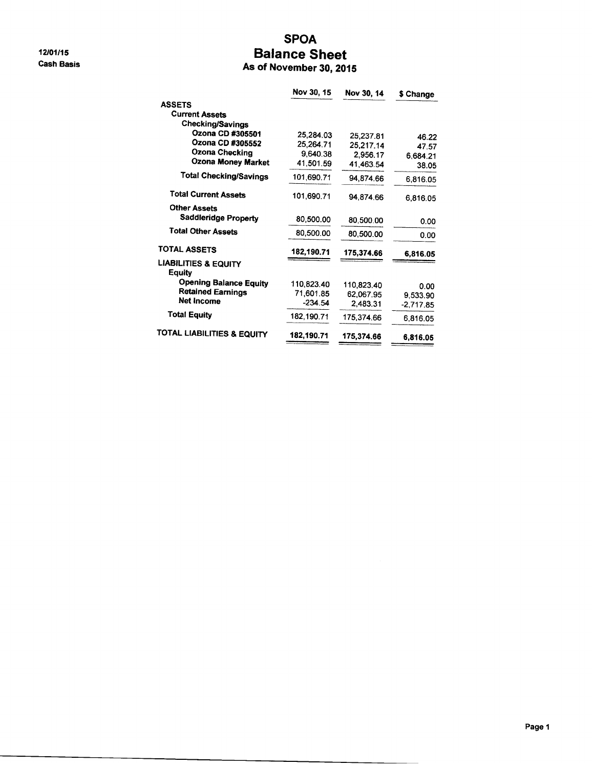12/01/15
Cash Basis

# SPOA
## Balance Sheet
### As of November 30, 2015

| | Nov 30, 15 | Nov 30, 14 | $ Change |
|---|---|---|---|
| **ASSETS** | | | |
| **Current Assets** | | | |
| **Checking/Savings** | | | |
| **Ozona CD #305501** | 25,284.03 | 25,237.81 | 46.22 |
| **Ozona CD #305552** | 25,264.71 | 25,217.14 | 47.57 |
| **Ozona Checking** | 9,640.38 | 2,956.17 | 6,684.21 |
| **Ozona Money Market** | 41,501.59 | 41,463.54 | 38.05 |
| **Total Checking/Savings** | 101,690.71 | 94,874.66 | 6,816.05 |
| **Total Current Assets** | 101,690.71 | 94,874.66 | 6,816.05 |
| **Other Assets** | | | |
| **Saddleridge Property** | 80,500.00 | 80,500.00 | 0.00 |
| **Total Other Assets** | 80,500.00 | 80,500.00 | 0.00 |
| **TOTAL ASSETS** | **182,190.71** | **175,374.66** | **6,816.05** |
| **LIABILITIES & EQUITY** | | | |
| **Equity** | | | |
| **Opening Balance Equity** | 110,823.40 | 110,823.40 | 0.00 |
| **Retained Earnings** | 71,601.85 | 62,067.95 | 9,533.90 |
| **Net Income** | -234.54 | 2,483.31 | -2,717.85 |
| **Total Equity** | 182,190.71 | 175,374.66 | 6,816.05 |
| **TOTAL LIABILITIES & EQUITY** | **182,190.71** | **175,374.66** | **6,816.05** |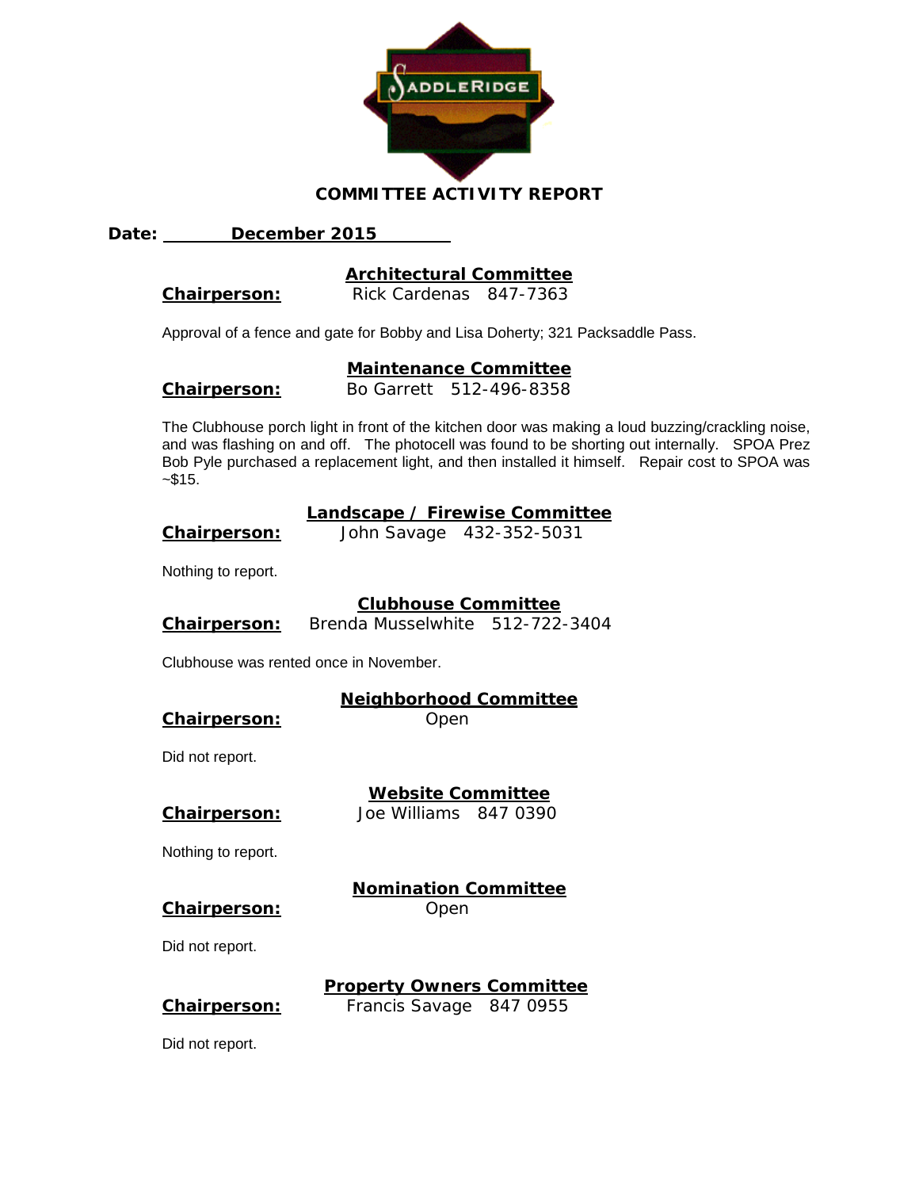# COMMITTEE ACTIVITY REPORT

**Date: December 2015**

## Architectural Committee

**Chairperson:** Rick Cardenas 847-7363

Approval of a fence and gate for Bobby and Lisa Doherty; 321 Packsaddle Pass.

## Maintenance Committee

**Chairperson:** Bo Garrett 512-496-8358

The Clubhouse porch light in front of the kitchen door was making a loud buzzing/crackling noise, and was flashing on and off. The photocell was found to be shorting out internally. SPOA Prez Bob Pyle purchased a replacement light, and then installed it himself. Repair cost to SPOA was ~$15.

## Landscape / Firewise Committee

**Chairperson:** John Savage 432-352-5031

Nothing to report.

## Clubhouse Committee

**Chairperson:** Brenda Musselwhite 512-722-3404

Clubhouse was rented once in November.

## Neighborhood Committee

**Chairperson:** Open

Did not report.

## Website Committee

**Chairperson:** Joe Williams 847 0390

Nothing to report.

## Nomination Committee

**Chairperson:** Open

Did not report.

## Property Owners Committee

**Chairperson:** Francis Savage 847 0955

Did not report.